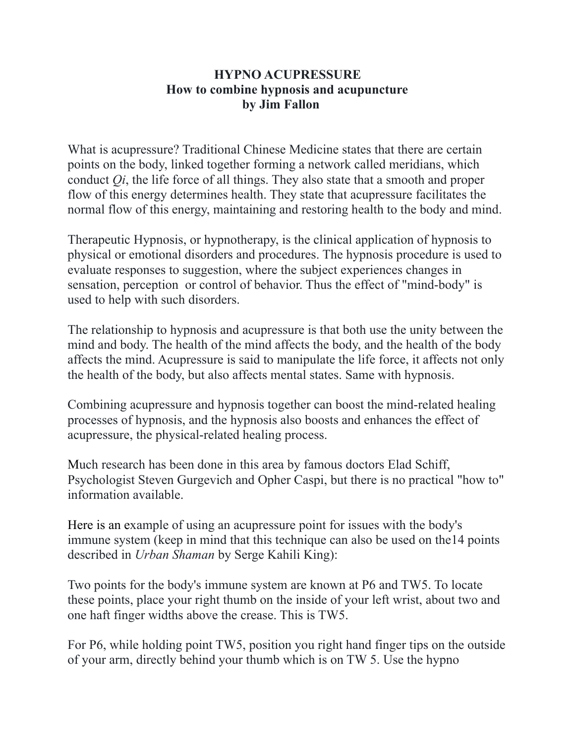# HYPNO ACUPRESSURE

## How to combine hypnosis and acupuncture

### by Jim Fallon

What is acupressure? Traditional Chinese Medicine states that there are certain points on the body, linked together forming a network called meridians, which conduct *Qi*, the life force of all things. They also state that a smooth and proper flow of this energy determines health. They state that acupressure facilitates the normal flow of this energy, maintaining and restoring health to the body and mind.

Therapeutic Hypnosis, or hypnotherapy, is the clinical application of hypnosis to physical or emotional disorders and procedures. The hypnosis procedure is used to evaluate responses to suggestion, where the subject experiences changes in sensation, perception or control of behavior. Thus the effect of "mind-body" is used to help with such disorders.

The relationship to hypnosis and acupressure is that both use the unity between the mind and body. The health of the mind affects the body, and the health of the body affects the mind. Acupressure is said to manipulate the life force, it affects not only the health of the body, but also affects mental states. Same with hypnosis.

Combining acupressure and hypnosis together can boost the mind-related healing processes of hypnosis, and the hypnosis also boosts and enhances the effect of acupressure, the physical-related healing process.

Much research has been done in this area by famous doctors Elad Schiff, Psychologist Steven Gurgevich and Opher Caspi, but there is no practical "how to" information available.

Here is an example of using an acupressure point for issues with the body's immune system (keep in mind that this technique can also be used on the14 points described in *Urban Shaman* by Serge Kahili King):

Two points for the body's immune system are known at P6 and TW5. To locate these points, place your right thumb on the inside of your left wrist, about two and one haft finger widths above the crease. This is TW5.

For P6, while holding point TW5, position you right hand finger tips on the outside of your arm, directly behind your thumb which is on TW 5. Use the hypno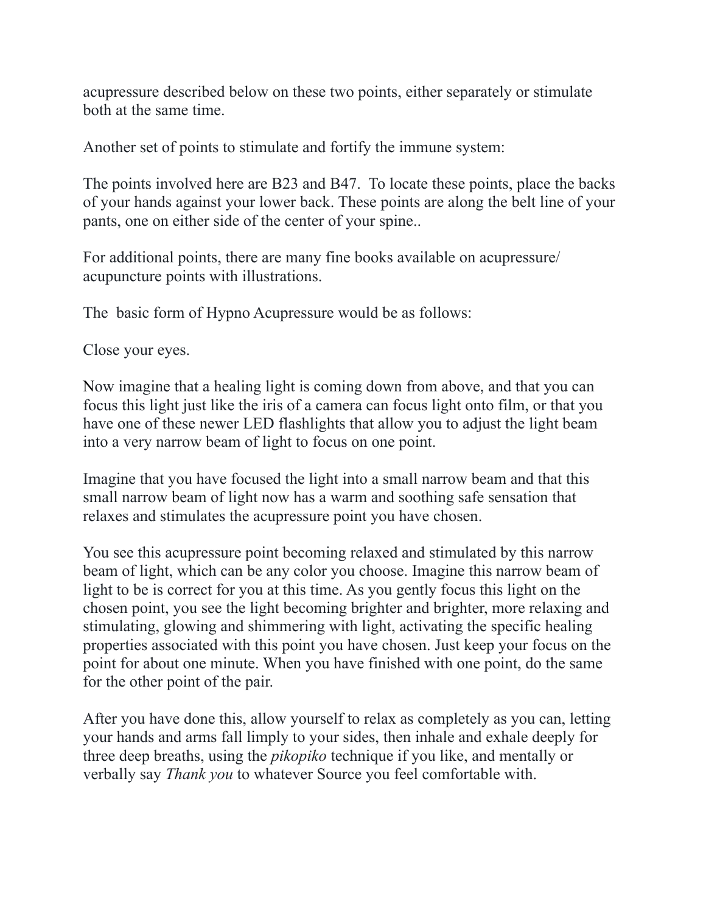acupressure described below on these two points, either separately or stimulate both at the same time.

Another set of points to stimulate and fortify the immune system:

The points involved here are B23 and B47. To locate these points, place the backs of your hands against your lower back. These points are along the belt line of your pants, one on either side of the center of your spine..

For additional points, there are many fine books available on acupressure/ acupuncture points with illustrations.

The basic form of Hypno Acupressure would be as follows:

Close your eyes.

Now imagine that a healing light is coming down from above, and that you can focus this light just like the iris of a camera can focus light onto film, or that you have one of these newer LED flashlights that allow you to adjust the light beam into a very narrow beam of light to focus on one point.

Imagine that you have focused the light into a small narrow beam and that this small narrow beam of light now has a warm and soothing safe sensation that relaxes and stimulates the acupressure point you have chosen.

You see this acupressure point becoming relaxed and stimulated by this narrow beam of light, which can be any color you choose. Imagine this narrow beam of light to be is correct for you at this time. As you gently focus this light on the chosen point, you see the light becoming brighter and brighter, more relaxing and stimulating, glowing and shimmering with light, activating the specific healing properties associated with this point you have chosen. Just keep your focus on the point for about one minute. When you have finished with one point, do the same for the other point of the pair.

After you have done this, allow yourself to relax as completely as you can, letting your hands and arms fall limply to your sides, then inhale and exhale deeply for three deep breaths, using the *pikopiko* technique if you like, and mentally or verbally say *Thank you* to whatever Source you feel comfortable with.